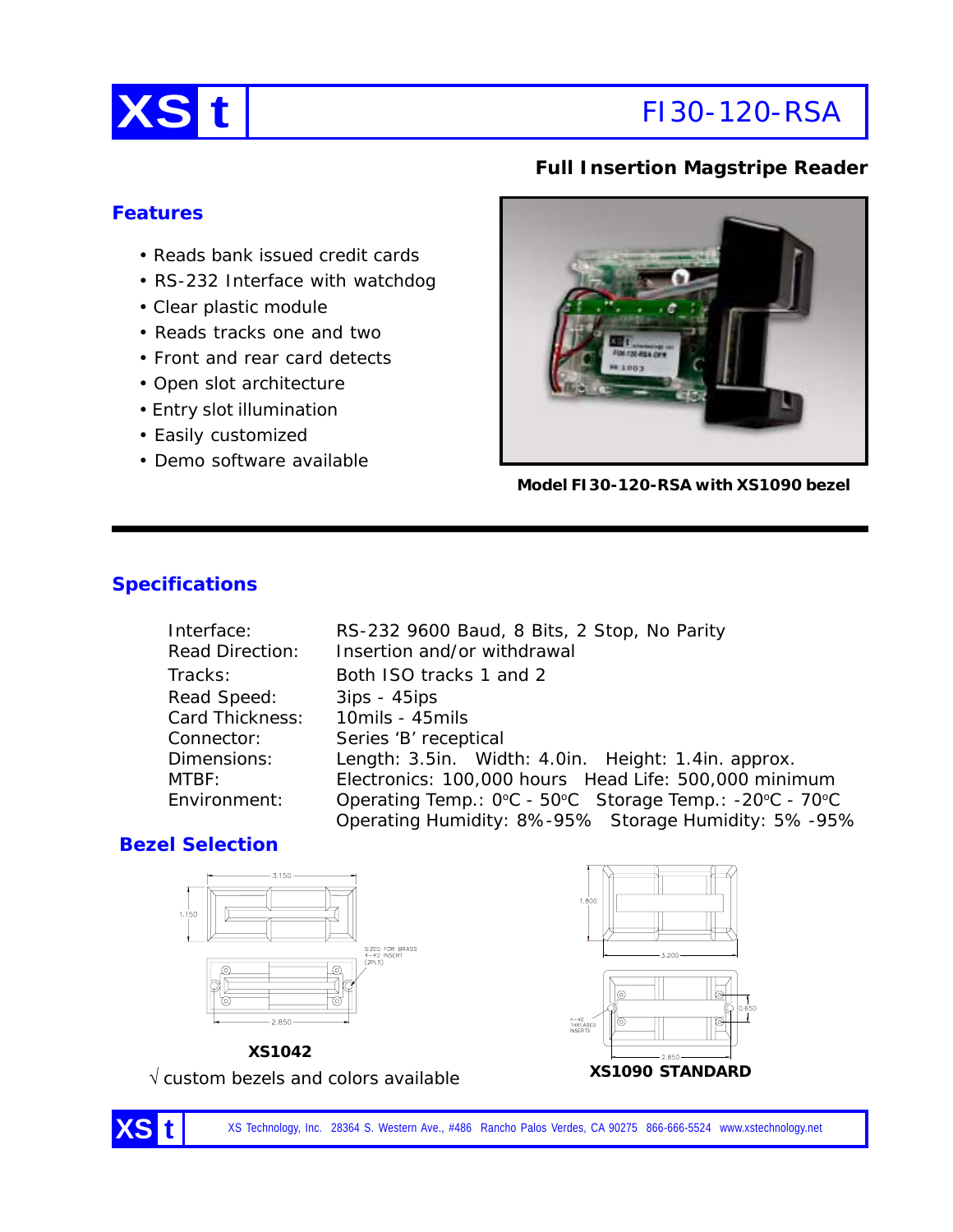# XS t FI30-120-RSA

**Full Insertion Magstripe Reader**

## Features

- Reads bank issued credit cards
- RS-232 Interface with watchdog
- Clear plastic module
- Reads tracks one and two
- Front and rear card detects
- Open slot architecture
- Entry slot illumination
- Easily customized
- Demo software available

**Model FI30-120-RSA with XS1090 bezel**

## Specifications

| | |
|---|---|
| Interface: | RS-232 9600 Baud, 8 Bits, 2 Stop, No Parity |
| Read Direction: | Insertion and/or withdrawal |
| Tracks: | Both ISO tracks 1 and 2 |
| Read Speed: | 3ips - 45ips |
| Card Thickness: | 10mils - 45mils |
| Connector: | Series 'B' receptical |
| Dimensions: | Length: 3.5in. Width: 4.0in. Height: 1.4in. approx. |
| MTBF: | Electronics: 100,000 hours Head Life: 500,000 minimum |
| Environment: | Operating Temp.: 0°C - 50°C Storage Temp.: -20°C - 70°C<br>Operating Humidity: 8%-95% Storage Humidity: 5% -95% |

## Bezel Selection

3.150

1.150

SIZED FOR BRASS 4-40 INSERT (2PLS)

2.850

**XS1042**

√ custom bezels and colors available

1.800

3.200

0.650

4-40 THREADED INSERTS

2.850

**XS1090 STANDARD**

XS Technology, Inc. 28364 S. Western Ave., #486 Rancho Palos Verdes, CA 90275 866-666-5524 www.xstechnology.net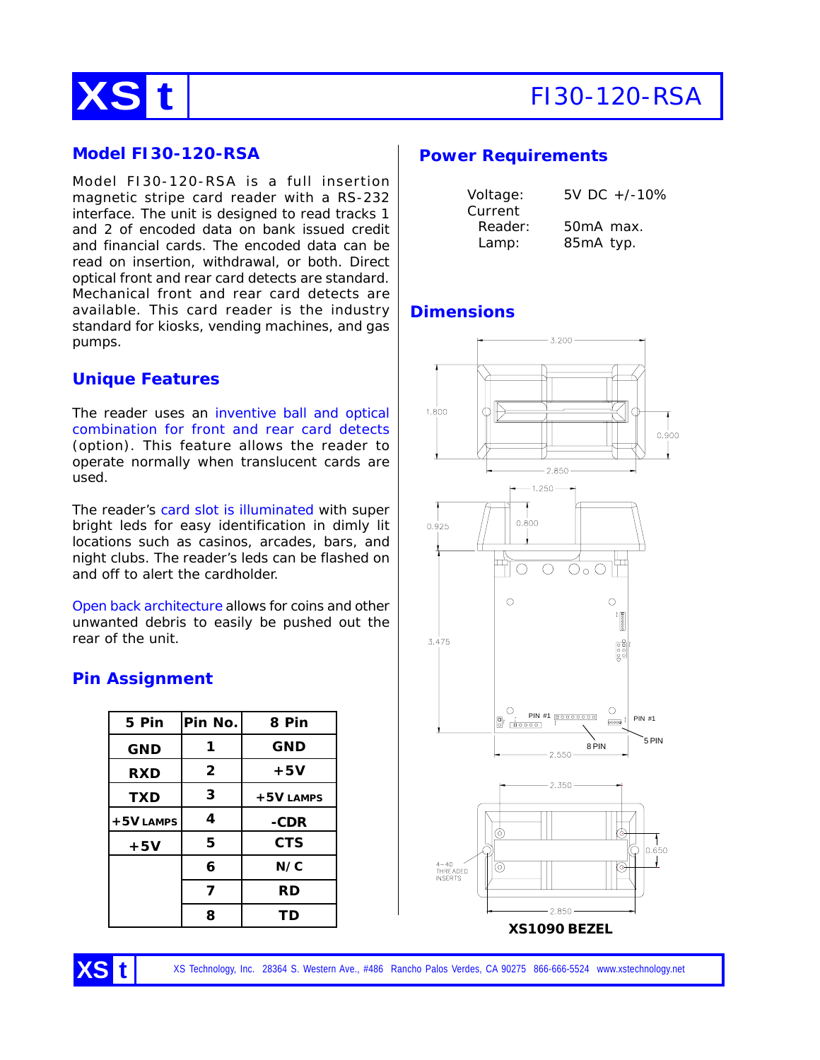# FI30-120-RSA

## Model FI30-120-RSA

Model FI30-120-RSA is a full insertion magnetic stripe card reader with a RS-232 interface. The unit is designed to read tracks 1 and 2 of encoded data on bank issued credit and financial cards. The encoded data can be read on insertion, withdrawal, or both. Direct optical front and rear card detects are standard. Mechanical front and rear card detects are available. This card reader is the industry standard for kiosks, vending machines, and gas pumps.

## Unique Features

The reader uses an inventive ball and optical combination for front and rear card detects (option). This feature allows the reader to operate normally when translucent cards are used.

The reader's card slot is illuminated with super bright leds for easy identification in dimly lit locations such as casinos, arcades, bars, and night clubs. The reader's leds can be flashed on and off to alert the cardholder.

Open back architecture allows for coins and other unwanted debris to easily be pushed out the rear of the unit.

## Pin Assignment

| 5 Pin | Pin No. | 8 Pin |
|---|---|---|
| GND | 1 | GND |
| RXD | 2 | +5V |
| TXD | 3 | +5V LAMPS |
| +5V LAMPS | 4 | -CDR |
| +5V | 5 | CTS |
| | 6 | N/C |
| | 7 | RD |
| | 8 | TD |

## Power Requirements

| | |
|---|---|
| Voltage: | 5V DC +/-10% |
| Current | |
| Reader: | 50mA max. |
| Lamp: | 85mA typ. |

## Dimensions

3.200
1.800
0.900
2.850
1.250
0.925
0.800
3.475
PIN #1
PIN #1
5 PIN
8 PIN
2.550
2.350
0.650
4-40 THREADED INSERTS
2.850

**XS1090 BEZEL**

XS Technology, Inc. 28364 S. Western Ave., #486 Rancho Palos Verdes, CA 90275 866-666-5524 www.xstechnology.net